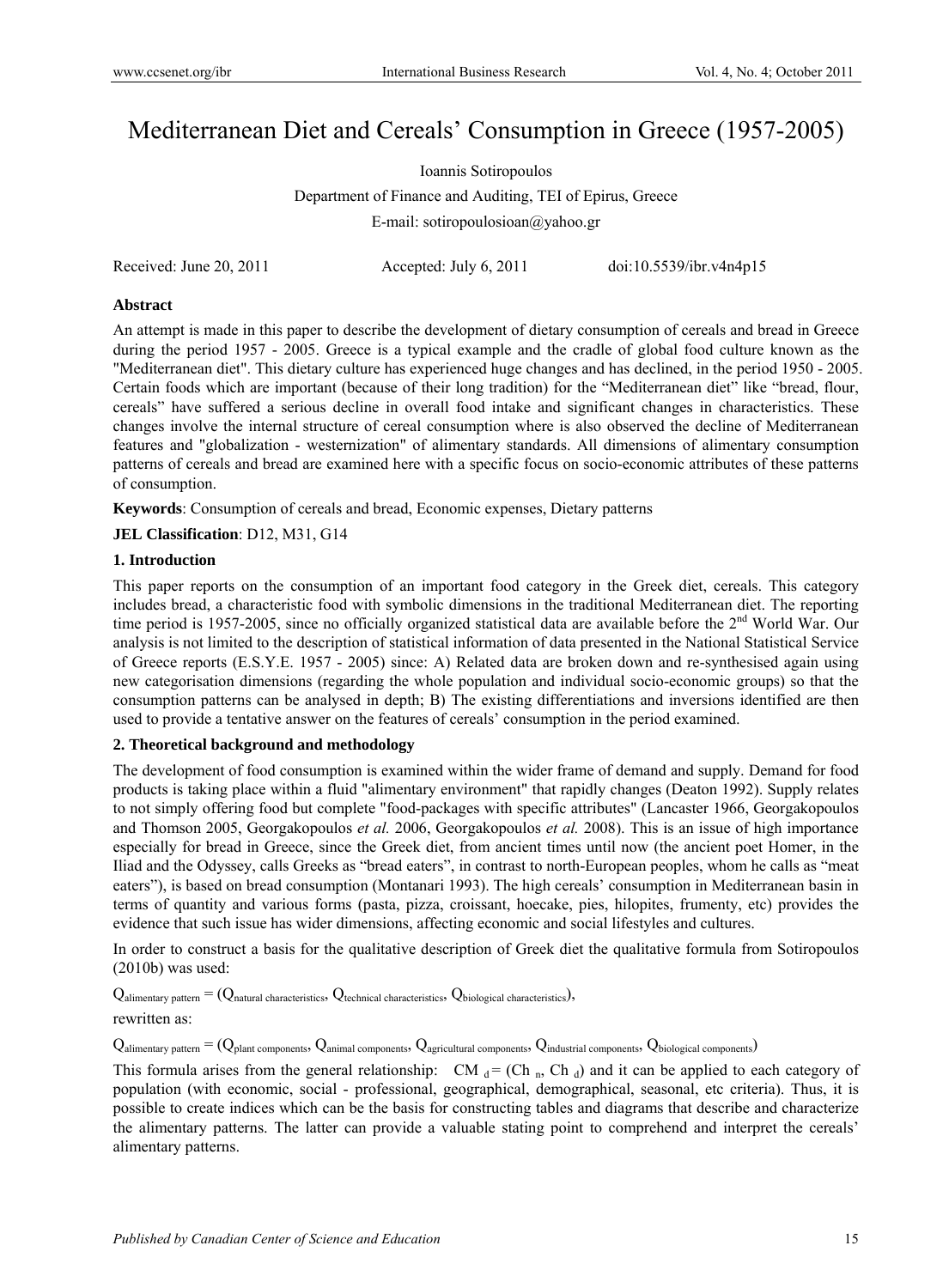# Mediterranean Diet and Cereals' Consumption in Greece (1957-2005)

Ioannis Sotiropoulos

Department of Finance and Auditing, TEI of Epirus, Greece

E-mail: sotiropoulosioan@yahoo.gr

Received: June 20, 2011 Accepted: July 6, 2011 doi:10.5539/ibr.v4n4p15

## Abstract

An attempt is made in this paper to describe the development of dietary consumption of cereals and bread in Greece during the period 1957 - 2005. Greece is a typical example and the cradle of global food culture known as the "Mediterranean diet". This dietary culture has experienced huge changes and has declined, in the period 1950 - 2005. Certain foods which are important (because of their long tradition) for the "Mediterranean diet" like "bread, flour, cereals" have suffered a serious decline in overall food intake and significant changes in characteristics. These changes involve the internal structure of cereal consumption where is also observed the decline of Mediterranean features and "globalization - westernization" of alimentary standards. All dimensions of alimentary consumption patterns of cereals and bread are examined here with a specific focus on socio-economic attributes of these patterns of consumption.

**Keywords**: Consumption of cereals and bread, Economic expenses, Dietary patterns

**JEL Classification**: D12, M31, G14

### 1. Introduction

This paper reports on the consumption of an important food category in the Greek diet, cereals. This category includes bread, a characteristic food with symbolic dimensions in the traditional Mediterranean diet. The reporting time period is 1957-2005, since no officially organized statistical data are available before the 2nd World War. Our analysis is not limited to the description of statistical information of data presented in the National Statistical Service of Greece reports (E.S.Y.E. 1957 - 2005) since: A) Related data are broken down and re-synthesised again using new categorisation dimensions (regarding the whole population and individual socio-economic groups) so that the consumption patterns can be analysed in depth; B) The existing differentiations and inversions identified are then used to provide a tentative answer on the features of cereals' consumption in the period examined.

### 2. Theoretical background and methodology

The development of food consumption is examined within the wider frame of demand and supply. Demand for food products is taking place within a fluid "alimentary environment" that rapidly changes (Deaton 1992). Supply relates to not simply offering food but complete "food-packages with specific attributes" (Lancaster 1966, Georgakopoulos and Thomson 2005, Georgakopoulos *et al.* 2006, Georgakopoulos *et al.* 2008). This is an issue of high importance especially for bread in Greece, since the Greek diet, from ancient times until now (the ancient poet Homer, in the Iliad and the Odyssey, calls Greeks as "bread eaters", in contrast to north-European peoples, whom he calls as "meat eaters"), is based on bread consumption (Montanari 1993). The high cereals' consumption in Mediterranean basin in terms of quantity and various forms (pasta, pizza, croissant, hoecake, pies, hilopites, frumenty, etc) provides the evidence that such issue has wider dimensions, affecting economic and social lifestyles and cultures.

In order to construct a basis for the qualitative description of Greek diet the qualitative formula from Sotiropoulos (2010b) was used:

$$Q_{\text{alimentary pattern}} = (Q_{\text{natural characteristics}}, Q_{\text{technical characteristics}}, Q_{\text{biological characteristics}}),$$

rewritten as:

$$Q_{\text{alimentary pattern}} = (Q_{\text{plant components}}, Q_{\text{animal components}}, Q_{\text{agricultural components}}, Q_{\text{industrial components}}, Q_{\text{biological components}})$$

This formula arises from the general relationship: $CM_d = (Ch_n, Ch_d)$ and it can be applied to each category of population (with economic, social - professional, geographical, demographical, seasonal, etc criteria). Thus, it is possible to create indices which can be the basis for constructing tables and diagrams that describe and characterize the alimentary patterns. The latter can provide a valuable stating point to comprehend and interpret the cereals' alimentary patterns.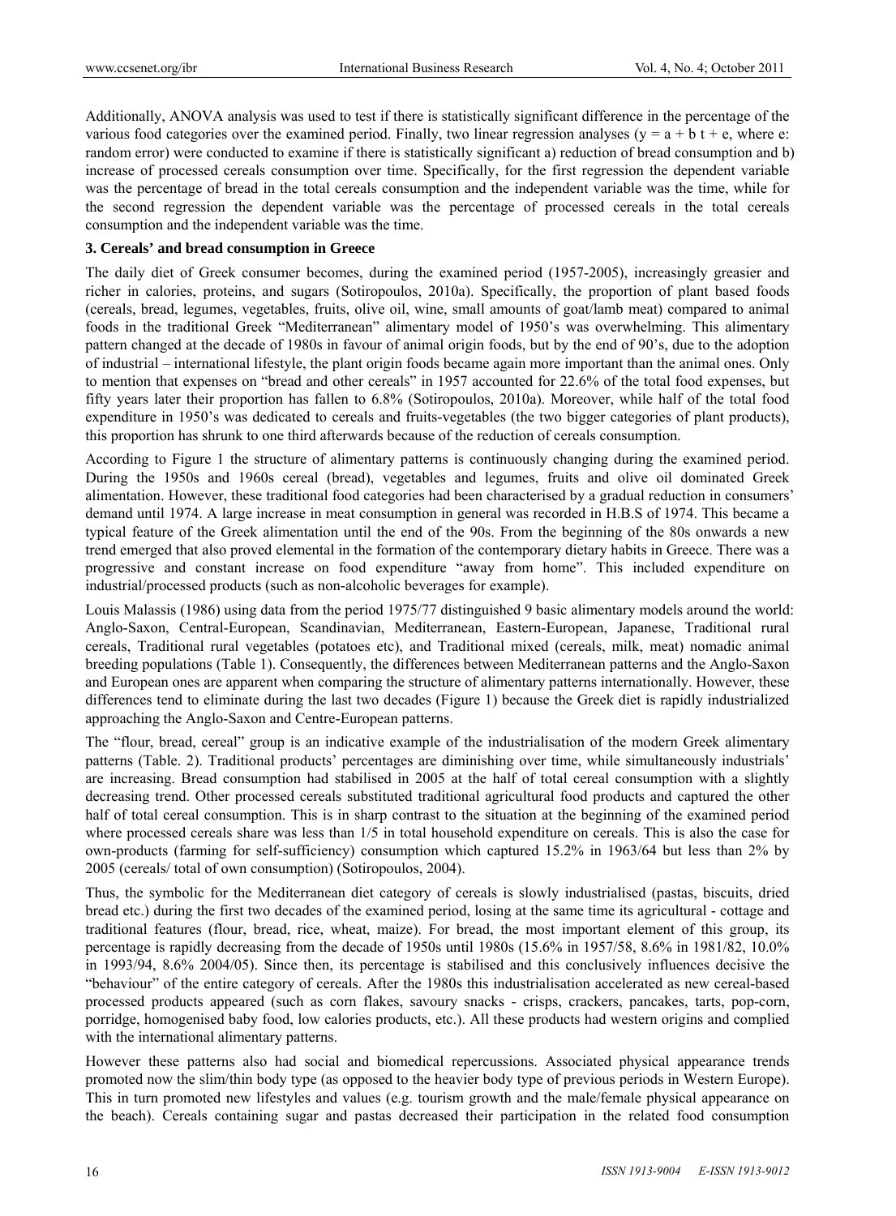Additionally, ANOVA analysis was used to test if there is statistically significant difference in the percentage of the various food categories over the examined period. Finally, two linear regression analyses ($y = a + b\,t + e$, where e: random error) were conducted to examine if there is statistically significant a) reduction of bread consumption and b) increase of processed cereals consumption over time. Specifically, for the first regression the dependent variable was the percentage of bread in the total cereals consumption and the independent variable was the time, while for the second regression the dependent variable was the percentage of processed cereals in the total cereals consumption and the independent variable was the time.

## 3. Cereals' and bread consumption in Greece

The daily diet of Greek consumer becomes, during the examined period (1957-2005), increasingly greasier and richer in calories, proteins, and sugars (Sotiropoulos, 2010a). Specifically, the proportion of plant based foods (cereals, bread, legumes, vegetables, fruits, olive oil, wine, small amounts of goat/lamb meat) compared to animal foods in the traditional Greek "Mediterranean" alimentary model of 1950's was overwhelming. This alimentary pattern changed at the decade of 1980s in favour of animal origin foods, but by the end of 90's, due to the adoption of industrial – international lifestyle, the plant origin foods became again more important than the animal ones. Only to mention that expenses on "bread and other cereals" in 1957 accounted for 22.6% of the total food expenses, but fifty years later their proportion has fallen to 6.8% (Sotiropoulos, 2010a). Moreover, while half of the total food expenditure in 1950's was dedicated to cereals and fruits-vegetables (the two bigger categories of plant products), this proportion has shrunk to one third afterwards because of the reduction of cereals consumption.

According to Figure 1 the structure of alimentary patterns is continuously changing during the examined period. During the 1950s and 1960s cereal (bread), vegetables and legumes, fruits and olive oil dominated Greek alimentation. However, these traditional food categories had been characterised by a gradual reduction in consumers' demand until 1974. A large increase in meat consumption in general was recorded in H.B.S of 1974. This became a typical feature of the Greek alimentation until the end of the 90s. From the beginning of the 80s onwards a new trend emerged that also proved elemental in the formation of the contemporary dietary habits in Greece. There was a progressive and constant increase on food expenditure "away from home". This included expenditure on industrial/processed products (such as non-alcoholic beverages for example).

Louis Malassis (1986) using data from the period 1975/77 distinguished 9 basic alimentary models around the world: Anglo-Saxon, Central-European, Scandinavian, Mediterranean, Eastern-European, Japanese, Traditional rural cereals, Traditional rural vegetables (potatoes etc), and Traditional mixed (cereals, milk, meat) nomadic animal breeding populations (Table 1). Consequently, the differences between Mediterranean patterns and the Anglo-Saxon and European ones are apparent when comparing the structure of alimentary patterns internationally. However, these differences tend to eliminate during the last two decades (Figure 1) because the Greek diet is rapidly industrialized approaching the Anglo-Saxon and Centre-European patterns.

The "flour, bread, cereal" group is an indicative example of the industrialisation of the modern Greek alimentary patterns (Table. 2). Traditional products' percentages are diminishing over time, while simultaneously industrials' are increasing. Bread consumption had stabilised in 2005 at the half of total cereal consumption with a slightly decreasing trend. Other processed cereals substituted traditional agricultural food products and captured the other half of total cereal consumption. This is in sharp contrast to the situation at the beginning of the examined period where processed cereals share was less than 1/5 in total household expenditure on cereals. This is also the case for own-products (farming for self-sufficiency) consumption which captured 15.2% in 1963/64 but less than 2% by 2005 (cereals/ total of own consumption) (Sotiropoulos, 2004).

Thus, the symbolic for the Mediterranean diet category of cereals is slowly industrialised (pastas, biscuits, dried bread etc.) during the first two decades of the examined period, losing at the same time its agricultural - cottage and traditional features (flour, bread, rice, wheat, maize). For bread, the most important element of this group, its percentage is rapidly decreasing from the decade of 1950s until 1980s (15.6% in 1957/58, 8.6% in 1981/82, 10.0% in 1993/94, 8.6% 2004/05). Since then, its percentage is stabilised and this conclusively influences decisive the "behaviour" of the entire category of cereals. After the 1980s this industrialisation accelerated as new cereal-based processed products appeared (such as corn flakes, savoury snacks - crisps, crackers, pancakes, tarts, pop-corn, porridge, homogenised baby food, low calories products, etc.). All these products had western origins and complied with the international alimentary patterns.

However these patterns also had social and biomedical repercussions. Associated physical appearance trends promoted now the slim/thin body type (as opposed to the heavier body type of previous periods in Western Europe). This in turn promoted new lifestyles and values (e.g. tourism growth and the male/female physical appearance on the beach). Cereals containing sugar and pastas decreased their participation in the related food consumption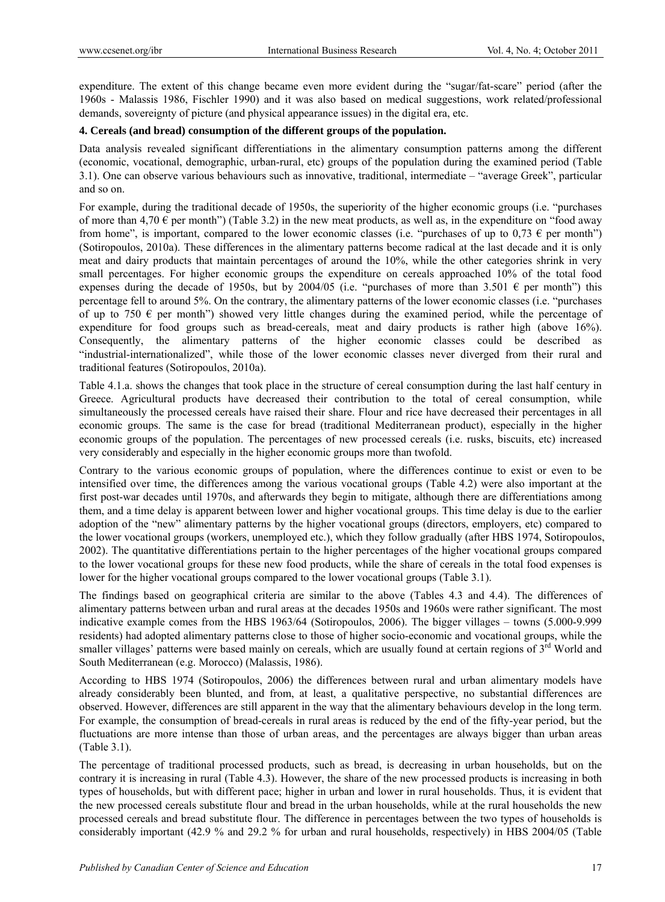expenditure. The extent of this change became even more evident during the "sugar/fat-scare" period (after the 1960s - Malassis 1986, Fischler 1990) and it was also based on medical suggestions, work related/professional demands, sovereignty of picture (and physical appearance issues) in the digital era, etc.

**4. Cereals (and bread) consumption of the different groups of the population.**

Data analysis revealed significant differentiations in the alimentary consumption patterns among the different (economic, vocational, demographic, urban-rural, etc) groups of the population during the examined period (Table 3.1). One can observe various behaviours such as innovative, traditional, intermediate – "average Greek", particular and so on.

For example, during the traditional decade of 1950s, the superiority of the higher economic groups (i.e. "purchases of more than 4,70 € per month") (Table 3.2) in the new meat products, as well as, in the expenditure on "food away from home", is important, compared to the lower economic classes (i.e. "purchases of up to 0,73 € per month") (Sotiropoulos, 2010a). These differences in the alimentary patterns become radical at the last decade and it is only meat and dairy products that maintain percentages of around the 10%, while the other categories shrink in very small percentages. For higher economic groups the expenditure on cereals approached 10% of the total food expenses during the decade of 1950s, but by 2004/05 (i.e. "purchases of more than 3.501 € per month") this percentage fell to around 5%. On the contrary, the alimentary patterns of the lower economic classes (i.e. "purchases of up to 750 € per month") showed very little changes during the examined period, while the percentage of expenditure for food groups such as bread-cereals, meat and dairy products is rather high (above 16%). Consequently, the alimentary patterns of the higher economic classes could be described as "industrial-internationalized", while those of the lower economic classes never diverged from their rural and traditional features (Sotiropoulos, 2010a).

Table 4.1.a. shows the changes that took place in the structure of cereal consumption during the last half century in Greece. Agricultural products have decreased their contribution to the total of cereal consumption, while simultaneously the processed cereals have raised their share. Flour and rice have decreased their percentages in all economic groups. The same is the case for bread (traditional Mediterranean product), especially in the higher economic groups of the population. The percentages of new processed cereals (i.e. rusks, biscuits, etc) increased very considerably and especially in the higher economic groups more than twofold.

Contrary to the various economic groups of population, where the differences continue to exist or even to be intensified over time, the differences among the various vocational groups (Table 4.2) were also important at the first post-war decades until 1970s, and afterwards they begin to mitigate, although there are differentiations among them, and a time delay is apparent between lower and higher vocational groups. This time delay is due to the earlier adoption of the "new" alimentary patterns by the higher vocational groups (directors, employers, etc) compared to the lower vocational groups (workers, unemployed etc.), which they follow gradually (after HBS 1974, Sotiropoulos, 2002). The quantitative differentiations pertain to the higher percentages of the higher vocational groups compared to the lower vocational groups for these new food products, while the share of cereals in the total food expenses is lower for the higher vocational groups compared to the lower vocational groups (Table 3.1).

The findings based on geographical criteria are similar to the above (Tables 4.3 and 4.4). The differences of alimentary patterns between urban and rural areas at the decades 1950s and 1960s were rather significant. The most indicative example comes from the HBS 1963/64 (Sotiropoulos, 2006). The bigger villages – towns (5.000-9.999 residents) had adopted alimentary patterns close to those of higher socio-economic and vocational groups, while the smaller villages' patterns were based mainly on cereals, which are usually found at certain regions of 3rd World and South Mediterranean (e.g. Morocco) (Malassis, 1986).

According to HBS 1974 (Sotiropoulos, 2006) the differences between rural and urban alimentary models have already considerably been blunted, and from, at least, a qualitative perspective, no substantial differences are observed. However, differences are still apparent in the way that the alimentary behaviours develop in the long term. For example, the consumption of bread-cereals in rural areas is reduced by the end of the fifty-year period, but the fluctuations are more intense than those of urban areas, and the percentages are always bigger than urban areas (Table 3.1).

The percentage of traditional processed products, such as bread, is decreasing in urban households, but on the contrary it is increasing in rural (Table 4.3). However, the share of the new processed products is increasing in both types of households, but with different pace; higher in urban and lower in rural households. Thus, it is evident that the new processed cereals substitute flour and bread in the urban households, while at the rural households the new processed cereals and bread substitute flour. The difference in percentages between the two types of households is considerably important (42.9 % and 29.2 % for urban and rural households, respectively) in HBS 2004/05 (Table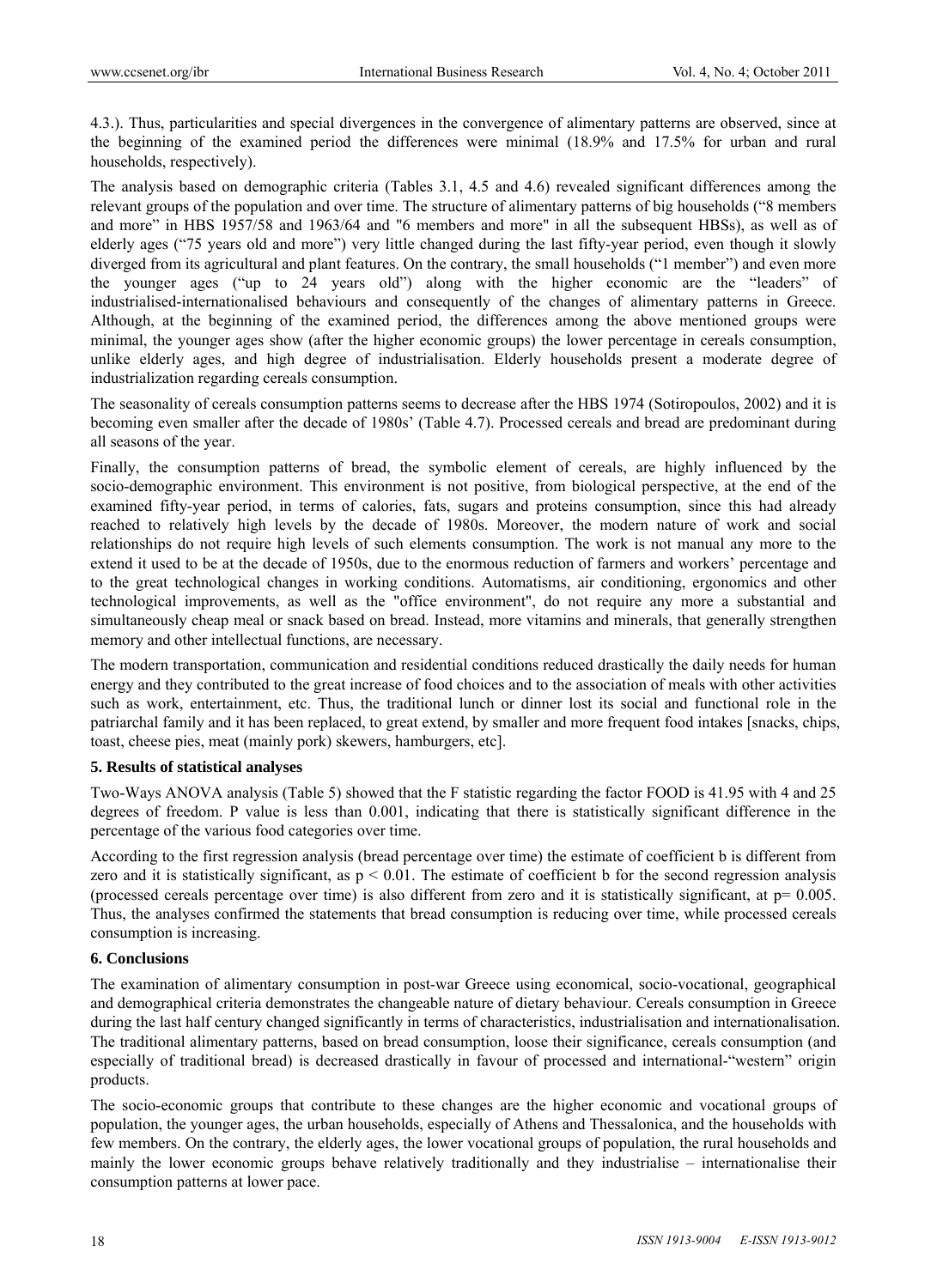4.3.). Thus, particularities and special divergences in the convergence of alimentary patterns are observed, since at the beginning of the examined period the differences were minimal (18.9% and 17.5% for urban and rural households, respectively).

The analysis based on demographic criteria (Tables 3.1, 4.5 and 4.6) revealed significant differences among the relevant groups of the population and over time. The structure of alimentary patterns of big households ("8 members and more" in HBS 1957/58 and 1963/64 and "6 members and more" in all the subsequent HBSs), as well as of elderly ages ("75 years old and more") very little changed during the last fifty-year period, even though it slowly diverged from its agricultural and plant features. On the contrary, the small households ("1 member") and even more the younger ages ("up to 24 years old") along with the higher economic are the "leaders" of industrialised-internationalised behaviours and consequently of the changes of alimentary patterns in Greece. Although, at the beginning of the examined period, the differences among the above mentioned groups were minimal, the younger ages show (after the higher economic groups) the lower percentage in cereals consumption, unlike elderly ages, and high degree of industrialisation. Elderly households present a moderate degree of industrialization regarding cereals consumption.

The seasonality of cereals consumption patterns seems to decrease after the HBS 1974 (Sotiropoulos, 2002) and it is becoming even smaller after the decade of 1980s' (Table 4.7). Processed cereals and bread are predominant during all seasons of the year.

Finally, the consumption patterns of bread, the symbolic element of cereals, are highly influenced by the socio-demographic environment. This environment is not positive, from biological perspective, at the end of the examined fifty-year period, in terms of calories, fats, sugars and proteins consumption, since this had already reached to relatively high levels by the decade of 1980s. Moreover, the modern nature of work and social relationships do not require high levels of such elements consumption. The work is not manual any more to the extend it used to be at the decade of 1950s, due to the enormous reduction of farmers and workers' percentage and to the great technological changes in working conditions. Automatisms, air conditioning, ergonomics and other technological improvements, as well as the "office environment", do not require any more a substantial and simultaneously cheap meal or snack based on bread. Instead, more vitamins and minerals, that generally strengthen memory and other intellectual functions, are necessary.

The modern transportation, communication and residential conditions reduced drastically the daily needs for human energy and they contributed to the great increase of food choices and to the association of meals with other activities such as work, entertainment, etc. Thus, the traditional lunch or dinner lost its social and functional role in the patriarchal family and it has been replaced, to great extend, by smaller and more frequent food intakes [snacks, chips, toast, cheese pies, meat (mainly pork) skewers, hamburgers, etc].

## 5. Results of statistical analyses

Two-Ways ANOVA analysis (Table 5) showed that the F statistic regarding the factor FOOD is 41.95 with 4 and 25 degrees of freedom. P value is less than 0.001, indicating that there is statistically significant difference in the percentage of the various food categories over time.

According to the first regression analysis (bread percentage over time) the estimate of coefficient b is different from zero and it is statistically significant, as $p < 0.01$. The estimate of coefficient b for the second regression analysis (processed cereals percentage over time) is also different from zero and it is statistically significant, at $p = 0.005$. Thus, the analyses confirmed the statements that bread consumption is reducing over time, while processed cereals consumption is increasing.

## 6. Conclusions

The examination of alimentary consumption in post-war Greece using economical, socio-vocational, geographical and demographical criteria demonstrates the changeable nature of dietary behaviour. Cereals consumption in Greece during the last half century changed significantly in terms of characteristics, industrialisation and internationalisation. The traditional alimentary patterns, based on bread consumption, loose their significance, cereals consumption (and especially of traditional bread) is decreased drastically in favour of processed and international-"western" origin products.

The socio-economic groups that contribute to these changes are the higher economic and vocational groups of population, the younger ages, the urban households, especially of Athens and Thessalonica, and the households with few members. On the contrary, the elderly ages, the lower vocational groups of population, the rural households and mainly the lower economic groups behave relatively traditionally and they industrialise – internationalise their consumption patterns at lower pace.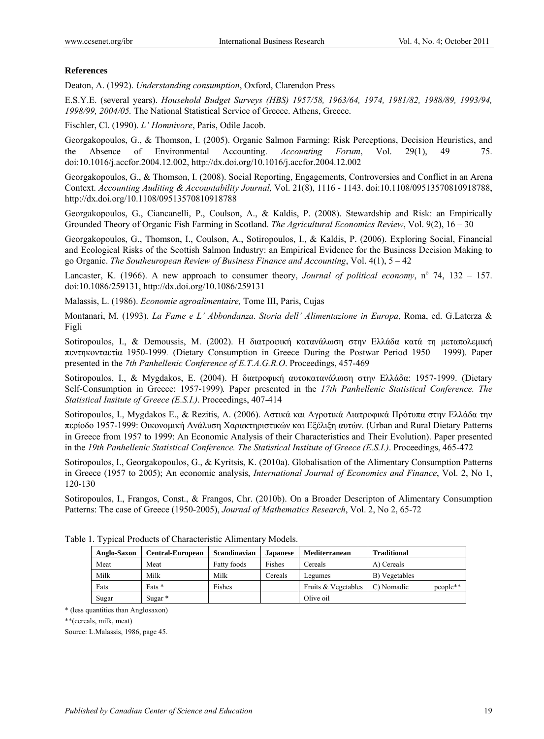**References**

Deaton, A. (1992). *Understanding consumption*, Oxford, Clarendon Press

E.S.Y.E. (several years). *Household Budget Surveys (HBS) 1957/58, 1963/64, 1974, 1981/82, 1988/89, 1993/94, 1998/99, 2004/05.* The National Statistical Service of Greece. Athens, Greece.

Fischler, Cl. (1990). *L' Homnivore*, Paris, Odile Jacob.

Georgakopoulos, G., & Thomson, I. (2005). Organic Salmon Farming: Risk Perceptions, Decision Heuristics, and the Absence of Environmental Accounting. *Accounting Forum*, Vol. 29(1), 49 – 75. doi:10.1016/j.accfor.2004.12.002, http://dx.doi.org/10.1016/j.accfor.2004.12.002

Georgakopoulos, G., & Thomson, I. (2008). Social Reporting, Engagements, Controversies and Conflict in an Arena Context. *Accounting Auditing & Accountability Journal,* Vol. 21(8), 1116 - 1143. doi:10.1108/09513570810918788, http://dx.doi.org/10.1108/09513570810918788

Georgakopoulos, G., Ciancanelli, P., Coulson, A., & Kaldis, P. (2008). Stewardship and Risk: an Empirically Grounded Theory of Organic Fish Farming in Scotland. *The Agricultural Economics Review*, Vol. 9(2), 16 – 30

Georgakopoulos, G., Thomson, I., Coulson, A., Sotiropoulos, I., & Kaldis, P. (2006). Exploring Social, Financial and Ecological Risks of the Scottish Salmon Industry: an Empirical Evidence for the Business Decision Making to go Organic. *The Southeuropean Review of Business Finance and Accounting*, Vol. 4(1), 5 – 42

Lancaster, K. (1966). A new approach to consumer theory, *Journal of political economy*, n[o] 74, 132 – 157. doi:10.1086/259131, http://dx.doi.org/10.1086/259131

Malassis, L. (1986). *Economie agroalimentaire,* Tome III, Paris, Cujas

Montanari, M. (1993). *La Fame e L' Abbondanza. Storia dell' Alimentazione in Europa*, Roma, ed. G.Laterza & Figli

Sotiropoulos, I., & Demoussis, M. (2002). Η διατροφική κατανάλωση στην Ελλάδα κατά τη μεταπολεμική πεντηκονταετία 1950-1999*.* (Dietary Consumption in Greece During the Postwar Period 1950 – 1999)*.* Paper presented in the *7th Panhellenic Conference of E.T.A.G.R.O*. Proceedings, 457-469

Sotiropoulos, I., & Mygdakos, E. (2004). Η διατροφική αυτοκατανάλωση στην Ελλάδα: 1957-1999. (Dietary Self-Consumption in Greece: 1957-1999)*.* Paper presented in the *17th Panhellenic Statistical Conference. The Statistical Insitute of Greece (E.S.I.)*. Proceedings, 407-414

Sotiropoulos, I., Mygdakos E., & Rezitis, A. (2006). Αστικά και Αγροτικά Διατροφικά Πρότυπα στην Ελλάδα την περίοδο 1957-1999: Οικονομική Ανάλυση Χαρακτηριστικών και Εξέλιξη αυτών. (Urban and Rural Dietary Patterns in Greece from 1957 to 1999: An Economic Analysis of their Characteristics and Their Evolution). Paper presented in the *19th Panhellenic Statistical Conference. The Statistical Institute of Greece (E.S.I.)*. Proceedings, 465-472

Sotiropoulos, I., Georgakopoulos, G., & Kyritsis, K. (2010a). Globalisation of the Alimentary Consumption Patterns in Greece (1957 to 2005); An economic analysis, *International Journal of Economics and Finance*, Vol. 2, No 1, 120-130

Sotiropoulos, I., Frangos, Const., & Frangos, Chr. (2010b). On a Broader Descripton of Alimentary Consumption Patterns: The case of Greece (1950-2005), *Journal of Mathematics Research*, Vol. 2, No 2, 65-72

Table 1. Typical Products of Characteristic Alimentary Models.

| Anglo-Saxon | Central-European | Scandinavian | Japanese | Mediterranean | Traditional |
|---|---|---|---|---|---|
| Meat | Meat | Fatty foods | Fishes | Cereals | A) Cereals |
| Milk | Milk | Milk | Cereals | Legumes | B) Vegetables |
| Fats | Fats * | Fishes | | Fruits & Vegetables | C) Nomadic people** |
| Sugar | Sugar * | | | Olive oil | |

\* (less quantities than Anglosaxon)

**(cereals, milk, meat)

Source: L.Malassis, 1986, page 45.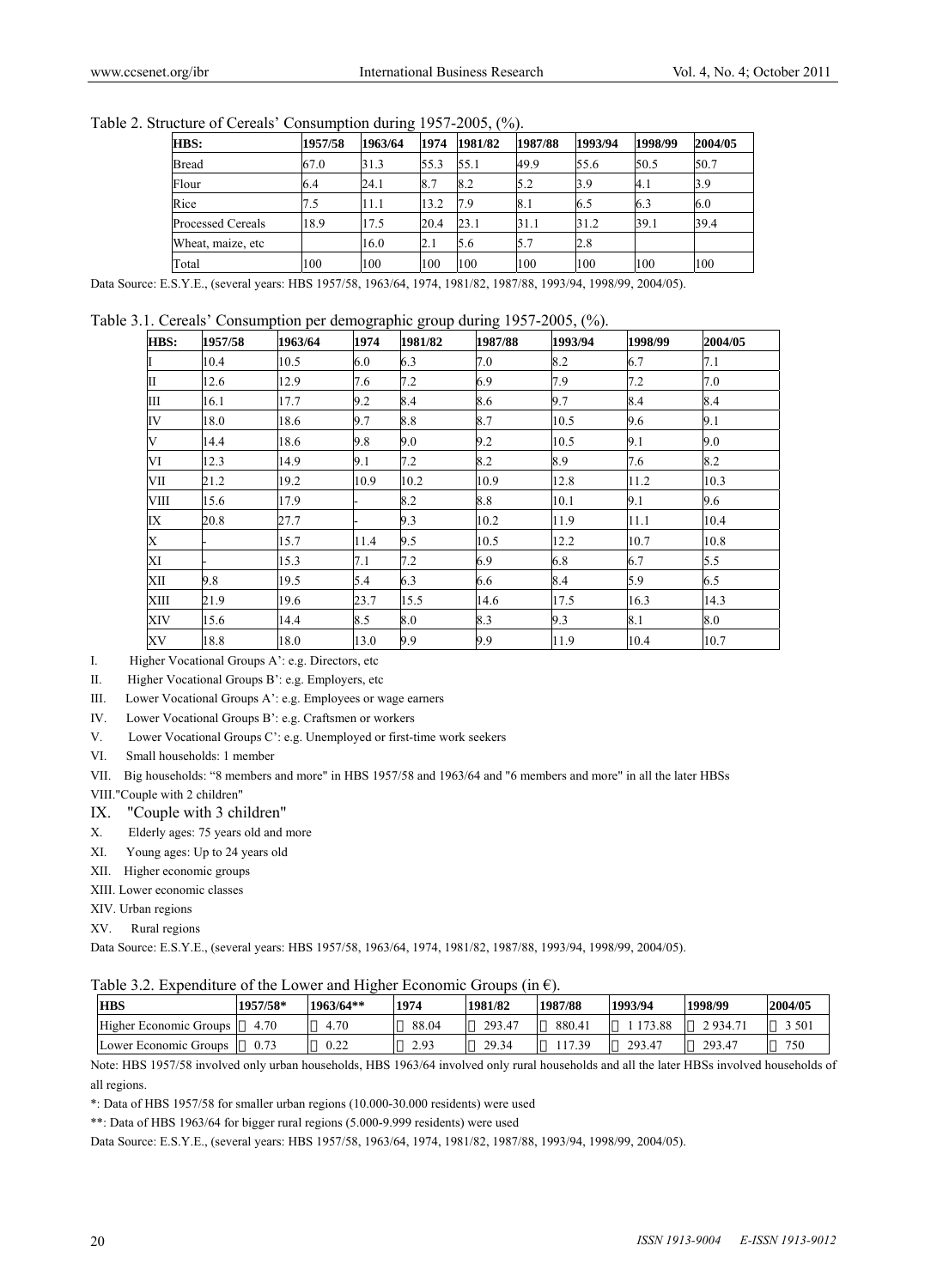Table 2. Structure of Cereals' Consumption during 1957-2005, (%).

| HBS: | 1957/58 | 1963/64 | 1974 | 1981/82 | 1987/88 | 1993/94 | 1998/99 | 2004/05 |
|---|---|---|---|---|---|---|---|---|
| Bread | 67.0 | 31.3 | 55.3 | 55.1 | 49.9 | 55.6 | 50.5 | 50.7 |
| Flour | 6.4 | 24.1 | 8.7 | 8.2 | 5.2 | 3.9 | 4.1 | 3.9 |
| Rice | 7.5 | 11.1 | 13.2 | 7.9 | 8.1 | 6.5 | 6.3 | 6.0 |
| Processed Cereals | 18.9 | 17.5 | 20.4 | 23.1 | 31.1 | 31.2 | 39.1 | 39.4 |
| Wheat, maize, etc | | 16.0 | 2.1 | 5.6 | 5.7 | 2.8 | | |
| Total | 100 | 100 | 100 | 100 | 100 | 100 | 100 | 100 |

Data Source: E.S.Y.E., (several years: HBS 1957/58, 1963/64, 1974, 1981/82, 1987/88, 1993/94, 1998/99, 2004/05).

Table 3.1. Cereals' Consumption per demographic group during 1957-2005, (%).

| HBS: | 1957/58 | 1963/64 | 1974 | 1981/82 | 1987/88 | 1993/94 | 1998/99 | 2004/05 |
|---|---|---|---|---|---|---|---|---|
| I | 10.4 | 10.5 | 6.0 | 6.3 | 7.0 | 8.2 | 6.7 | 7.1 |
| II | 12.6 | 12.9 | 7.6 | 7.2 | 6.9 | 7.9 | 7.2 | 7.0 |
| III | 16.1 | 17.7 | 9.2 | 8.4 | 8.6 | 9.7 | 8.4 | 8.4 |
| IV | 18.0 | 18.6 | 9.7 | 8.8 | 8.7 | 10.5 | 9.6 | 9.1 |
| V | 14.4 | 18.6 | 9.8 | 9.0 | 9.2 | 10.5 | 9.1 | 9.0 |
| VI | 12.3 | 14.9 | 9.1 | 7.2 | 8.2 | 8.9 | 7.6 | 8.2 |
| VII | 21.2 | 19.2 | 10.9 | 10.2 | 10.9 | 12.8 | 11.2 | 10.3 |
| VIII | 15.6 | 17.9 | - | 8.2 | 8.8 | 10.1 | 9.1 | 9.6 |
| IX | 20.8 | 27.7 | - | 9.3 | 10.2 | 11.9 | 11.1 | 10.4 |
| X | - | 15.7 | 11.4 | 9.5 | 10.5 | 12.2 | 10.7 | 10.8 |
| XI | - | 15.3 | 7.1 | 7.2 | 6.9 | 6.8 | 6.7 | 5.5 |
| XII | 9.8 | 19.5 | 5.4 | 6.3 | 6.6 | 8.4 | 5.9 | 6.5 |
| XIII | 21.9 | 19.6 | 23.7 | 15.5 | 14.6 | 17.5 | 16.3 | 14.3 |
| XIV | 15.6 | 14.4 | 8.5 | 8.0 | 8.3 | 9.3 | 8.1 | 8.0 |
| XV | 18.8 | 18.0 | 13.0 | 9.9 | 9.9 | 11.9 | 10.4 | 10.7 |

I. Higher Vocational Groups A': e.g. Directors, etc

II. Higher Vocational Groups B': e.g. Employers, etc

III. Lower Vocational Groups A': e.g. Employees or wage earners

IV. Lower Vocational Groups B': e.g. Craftsmen or workers

V. Lower Vocational Groups C': e.g. Unemployed or first-time work seekers

VI. Small households: 1 member

VII. Big households: "8 members and more" in HBS 1957/58 and 1963/64 and "6 members and more" in all the later HBSs

VIII. "Couple with 2 children"

IX. "Couple with 3 children"

X. Elderly ages: 75 years old and more

XI. Young ages: Up to 24 years old

XII. Higher economic groups

XIII. Lower economic classes

XIV. Urban regions

XV. Rural regions

Data Source: E.S.Y.E., (several years: HBS 1957/58, 1963/64, 1974, 1981/82, 1987/88, 1993/94, 1998/99, 2004/05).

Table 3.2. Expenditure of the Lower and Higher Economic Groups (in €).

| HBS | 1957/58* | 1963/64** | 1974 | 1981/82 | 1987/88 | 1993/94 | 1998/99 | 2004/05 |
|---|---|---|---|---|---|---|---|---|
| Higher Economic Groups | 4.70 | 4.70 | 88.04 | 293.47 | 880.41 | 1 173.88 | 2 934.71 | 3 501 |
| Lower Economic Groups | 0.73 | 0.22 | 2.93 | 29.34 | 117.39 | 293.47 | 293.47 | 750 |

Note: HBS 1957/58 involved only urban households, HBS 1963/64 involved only rural households and all the later HBSs involved households of all regions.

*: Data of HBS 1957/58 for smaller urban regions (10.000-30.000 residents) were used

**: Data of HBS 1963/64 for bigger rural regions (5.000-9.999 residents) were used

Data Source: E.S.Y.E., (several years: HBS 1957/58, 1963/64, 1974, 1981/82, 1987/88, 1993/94, 1998/99, 2004/05).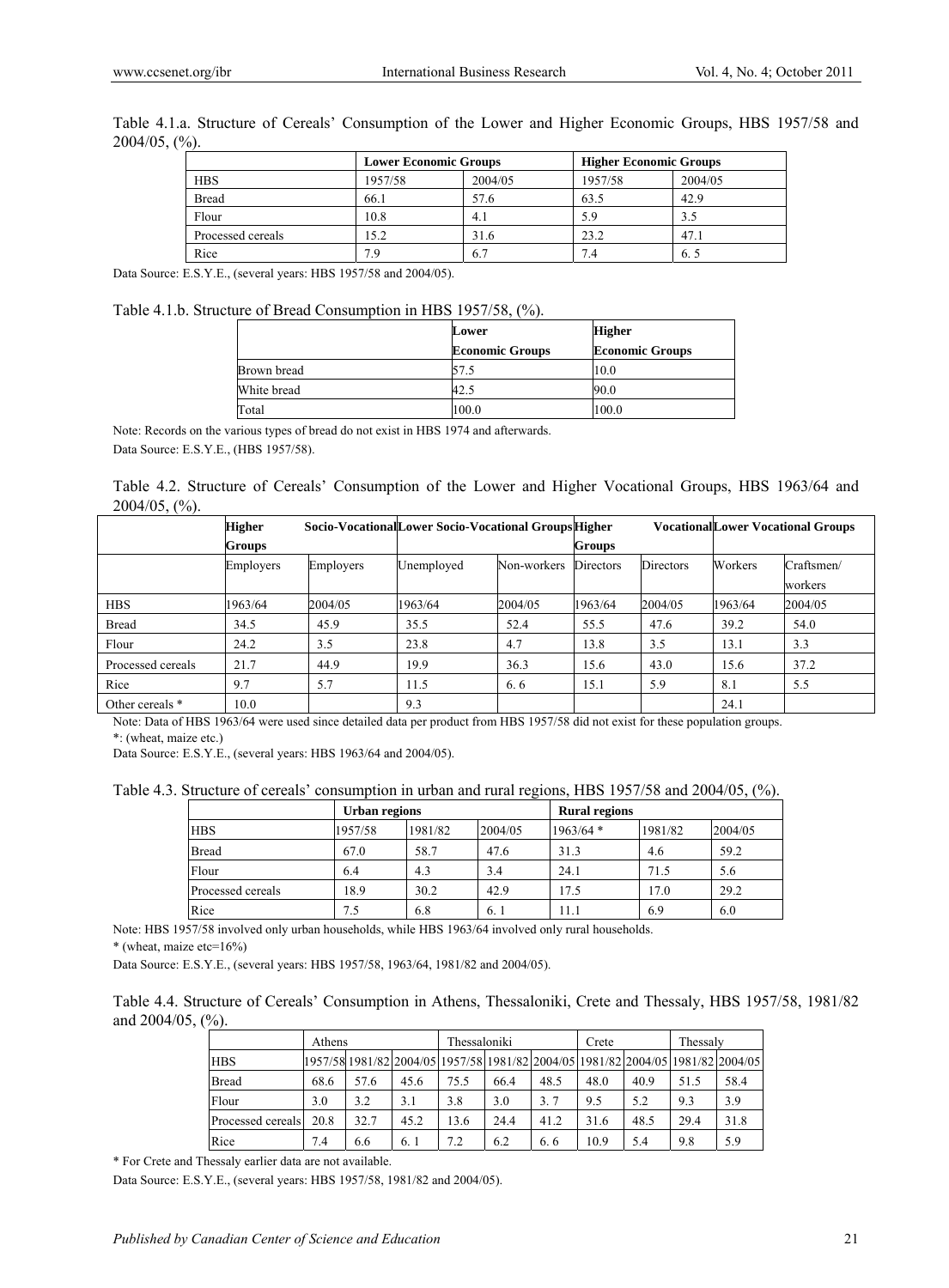Table 4.1.a. Structure of Cereals' Consumption of the Lower and Higher Economic Groups, HBS 1957/58 and 2004/05, (%).

| | Lower Economic Groups | | Higher Economic Groups | |
|---|---|---|---|---|
| HBS | 1957/58 | 2004/05 | 1957/58 | 2004/05 |
| Bread | 66.1 | 57.6 | 63.5 | 42.9 |
| Flour | 10.8 | 4.1 | 5.9 | 3.5 |
| Processed cereals | 15.2 | 31.6 | 23.2 | 47.1 |
| Rice | 7.9 | 6.7 | 7.4 | 6. 5 |

Data Source: E.S.Y.E., (several years: HBS 1957/58 and 2004/05).

Table 4.1.b. Structure of Bread Consumption in HBS 1957/58, (%).

| | Lower Economic Groups | Higher Economic Groups |
|---|---|---|
| Brown bread | 57.5 | 10.0 |
| White bread | 42.5 | 90.0 |
| Total | 100.0 | 100.0 |

Note: Records on the various types of bread do not exist in HBS 1974 and afterwards.

Data Source: E.S.Y.E., (HBS 1957/58).

Table 4.2. Structure of Cereals' Consumption of the Lower and Higher Vocational Groups, HBS 1963/64 and 2004/05, (%).

| | Higher Socio-Vocational Groups | | Lower Socio-Vocational Groups | | Higher Vocational Groups | | Lower Vocational Groups | |
|---|---|---|---|---|---|---|---|---|
| | Employers | Employers | Unemployed | Non-workers | Directors | Directors | Workers | Craftsmen/ workers |
| HBS | 1963/64 | 2004/05 | 1963/64 | 2004/05 | 1963/64 | 2004/05 | 1963/64 | 2004/05 |
| Bread | 34.5 | 45.9 | 35.5 | 52.4 | 55.5 | 47.6 | 39.2 | 54.0 |
| Flour | 24.2 | 3.5 | 23.8 | 4.7 | 13.8 | 3.5 | 13.1 | 3.3 |
| Processed cereals | 21.7 | 44.9 | 19.9 | 36.3 | 15.6 | 43.0 | 15.6 | 37.2 |
| Rice | 9.7 | 5.7 | 11.5 | 6. 6 | 15.1 | 5.9 | 8.1 | 5.5 |
| Other cereals * | 10.0 | | 9.3 | | | | 24.1 | |

Note: Data of HBS 1963/64 were used since detailed data per product from HBS 1957/58 did not exist for these population groups.

*: (wheat, maize etc.)

Data Source: E.S.Y.E., (several years: HBS 1963/64 and 2004/05).

Table 4.3. Structure of cereals' consumption in urban and rural regions, HBS 1957/58 and 2004/05, (%).

| | Urban regions | | | Rural regions | | |
|---|---|---|---|---|---|---|
| HBS | 1957/58 | 1981/82 | 2004/05 | 1963/64 * | 1981/82 | 2004/05 |
| Bread | 67.0 | 58.7 | 47.6 | 31.3 | 4.6 | 59.2 |
| Flour | 6.4 | 4.3 | 3.4 | 24.1 | 71.5 | 5.6 |
| Processed cereals | 18.9 | 30.2 | 42.9 | 17.5 | 17.0 | 29.2 |
| Rice | 7.5 | 6.8 | 6. 1 | 11.1 | 6.9 | 6.0 |

Note: HBS 1957/58 involved only urban households, while HBS 1963/64 involved only rural households.

* (wheat, maize etc=16%)

Data Source: E.S.Y.E., (several years: HBS 1957/58, 1963/64, 1981/82 and 2004/05).

Table 4.4. Structure of Cereals' Consumption in Athens, Thessaloniki, Crete and Thessaly, HBS 1957/58, 1981/82 and 2004/05, (%).

| | Athens | | | Thessaloniki | | | Crete | | Thessaly | |
|---|---|---|---|---|---|---|---|---|---|---|
| HBS | 1957/58 | 1981/82 | 2004/05 | 1957/58 | 1981/82 | 2004/05 | 1981/82 | 2004/05 | 1981/82 | 2004/05 |
| Bread | 68.6 | 57.6 | 45.6 | 75.5 | 66.4 | 48.5 | 48.0 | 40.9 | 51.5 | 58.4 |
| Flour | 3.0 | 3.2 | 3.1 | 3.8 | 3.0 | 3. 7 | 9.5 | 5.2 | 9.3 | 3.9 |
| Processed cereals | 20.8 | 32.7 | 45.2 | 13.6 | 24.4 | 41.2 | 31.6 | 48.5 | 29.4 | 31.8 |
| Rice | 7.4 | 6.6 | 6. 1 | 7.2 | 6.2 | 6. 6 | 10.9 | 5.4 | 9.8 | 5.9 |

* For Crete and Thessaly earlier data are not available.

Data Source: E.S.Y.E., (several years: HBS 1957/58, 1981/82 and 2004/05).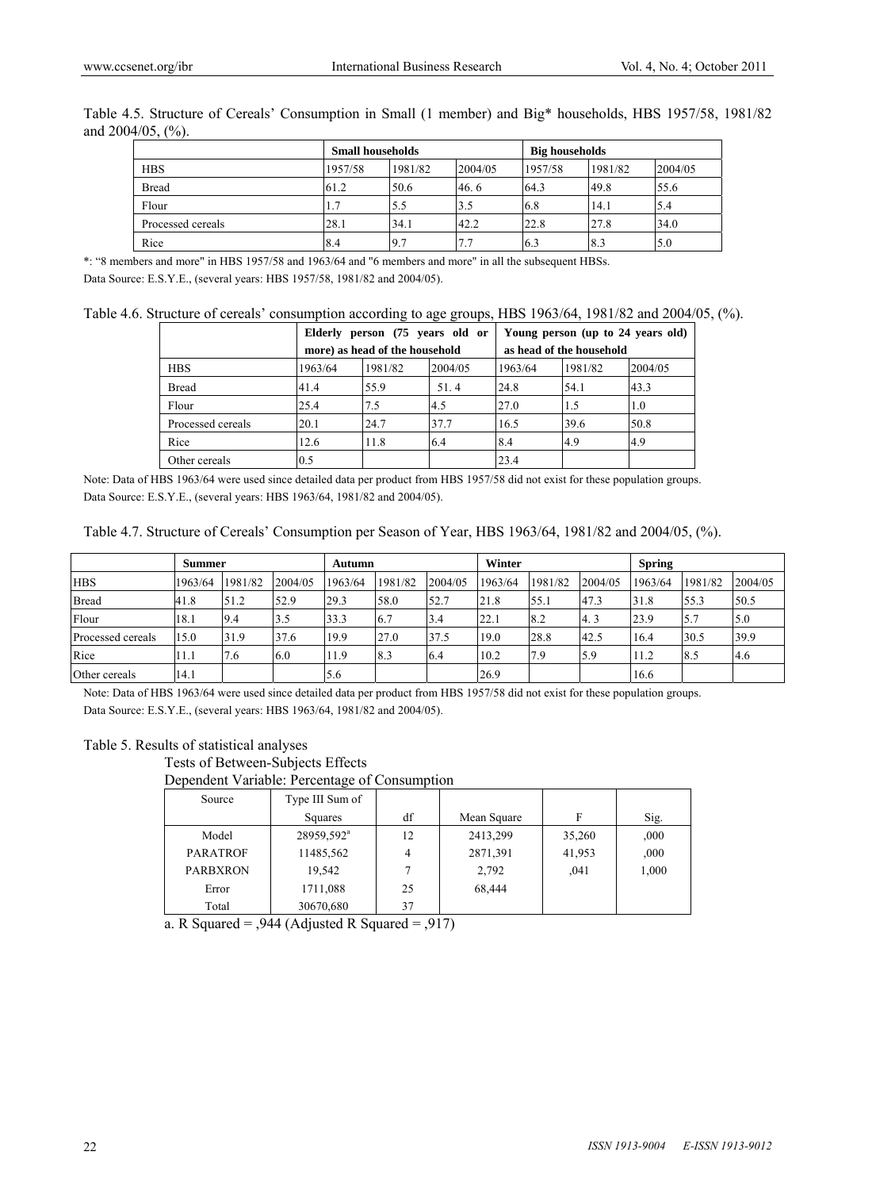Table 4.5. Structure of Cereals' Consumption in Small (1 member) and Big* households, HBS 1957/58, 1981/82 and 2004/05, (%).

| | Small households | | | Big households | | |
|---|---|---|---|---|---|---|
| HBS | 1957/58 | 1981/82 | 2004/05 | 1957/58 | 1981/82 | 2004/05 |
| Bread | 61.2 | 50.6 | 46. 6 | 64.3 | 49.8 | 55.6 |
| Flour | 1.7 | 5.5 | 3.5 | 6.8 | 14.1 | 5.4 |
| Processed cereals | 28.1 | 34.1 | 42.2 | 22.8 | 27.8 | 34.0 |
| Rice | 8.4 | 9.7 | 7.7 | 6.3 | 8.3 | 5.0 |

*: "8 members and more" in HBS 1957/58 and 1963/64 and "6 members and more" in all the subsequent HBSs.

Data Source: E.S.Y.E., (several years: HBS 1957/58, 1981/82 and 2004/05).

Table 4.6. Structure of cereals' consumption according to age groups, HBS 1963/64, 1981/82 and 2004/05, (%).

| | Elderly person (75 years old or more) as head of the household | | | Young person (up to 24 years old) as head of the household | | |
|---|---|---|---|---|---|---|
| HBS | 1963/64 | 1981/82 | 2004/05 | 1963/64 | 1981/82 | 2004/05 |
| Bread | 41.4 | 55.9 | 51. 4 | 24.8 | 54.1 | 43.3 |
| Flour | 25.4 | 7.5 | 4.5 | 27.0 | 1.5 | 1.0 |
| Processed cereals | 20.1 | 24.7 | 37.7 | 16.5 | 39.6 | 50.8 |
| Rice | 12.6 | 11.8 | 6.4 | 8.4 | 4.9 | 4.9 |
| Other cereals | 0.5 | | | 23.4 | | |

Note: Data of HBS 1963/64 were used since detailed data per product from HBS 1957/58 did not exist for these population groups.

Data Source: E.S.Y.E., (several years: HBS 1963/64, 1981/82 and 2004/05).

Table 4.7. Structure of Cereals' Consumption per Season of Year, HBS 1963/64, 1981/82 and 2004/05, (%).

| | Summer | | | Autumn | | | Winter | | | Spring | | |
|---|---|---|---|---|---|---|---|---|---|---|---|---|
| HBS | 1963/64 | 1981/82 | 2004/05 | 1963/64 | 1981/82 | 2004/05 | 1963/64 | 1981/82 | 2004/05 | 1963/64 | 1981/82 | 2004/05 |
| Bread | 41.8 | 51.2 | 52.9 | 29.3 | 58.0 | 52.7 | 21.8 | 55.1 | 47.3 | 31.8 | 55.3 | 50.5 |
| Flour | 18.1 | 9.4 | 3.5 | 33.3 | 6.7 | 3.4 | 22.1 | 8.2 | 4. 3 | 23.9 | 5.7 | 5.0 |
| Processed cereals | 15.0 | 31.9 | 37.6 | 19.9 | 27.0 | 37.5 | 19.0 | 28.8 | 42.5 | 16.4 | 30.5 | 39.9 |
| Rice | 11.1 | 7.6 | 6.0 | 11.9 | 8.3 | 6.4 | 10.2 | 7.9 | 5.9 | 11.2 | 8.5 | 4.6 |
| Other cereals | 14.1 | | | 5.6 | | | 26.9 | | | 16.6 | | |

Note: Data of HBS 1963/64 were used since detailed data per product from HBS 1957/58 did not exist for these population groups.

Data Source: E.S.Y.E., (several years: HBS 1963/64, 1981/82 and 2004/05).

Table 5. Results of statistical analyses

Tests of Between-Subjects Effects

Dependent Variable: Percentage of Consumption

| Source | Type III Sum of Squares | df | Mean Square | F | Sig. |
|---|---|---|---|---|---|
| Model | 28959,592[a] | 12 | 2413,299 | 35,260 | ,000 |
| PARATROF | 11485,562 | 4 | 2871,391 | 41,953 | ,000 |
| PARBXRON | 19,542 | 7 | 2,792 | ,041 | 1,000 |
| Error | 1711,088 | 25 | 68,444 | | |
| Total | 30670,680 | 37 | | | |

a. R Squared = ,944 (Adjusted R Squared = ,917)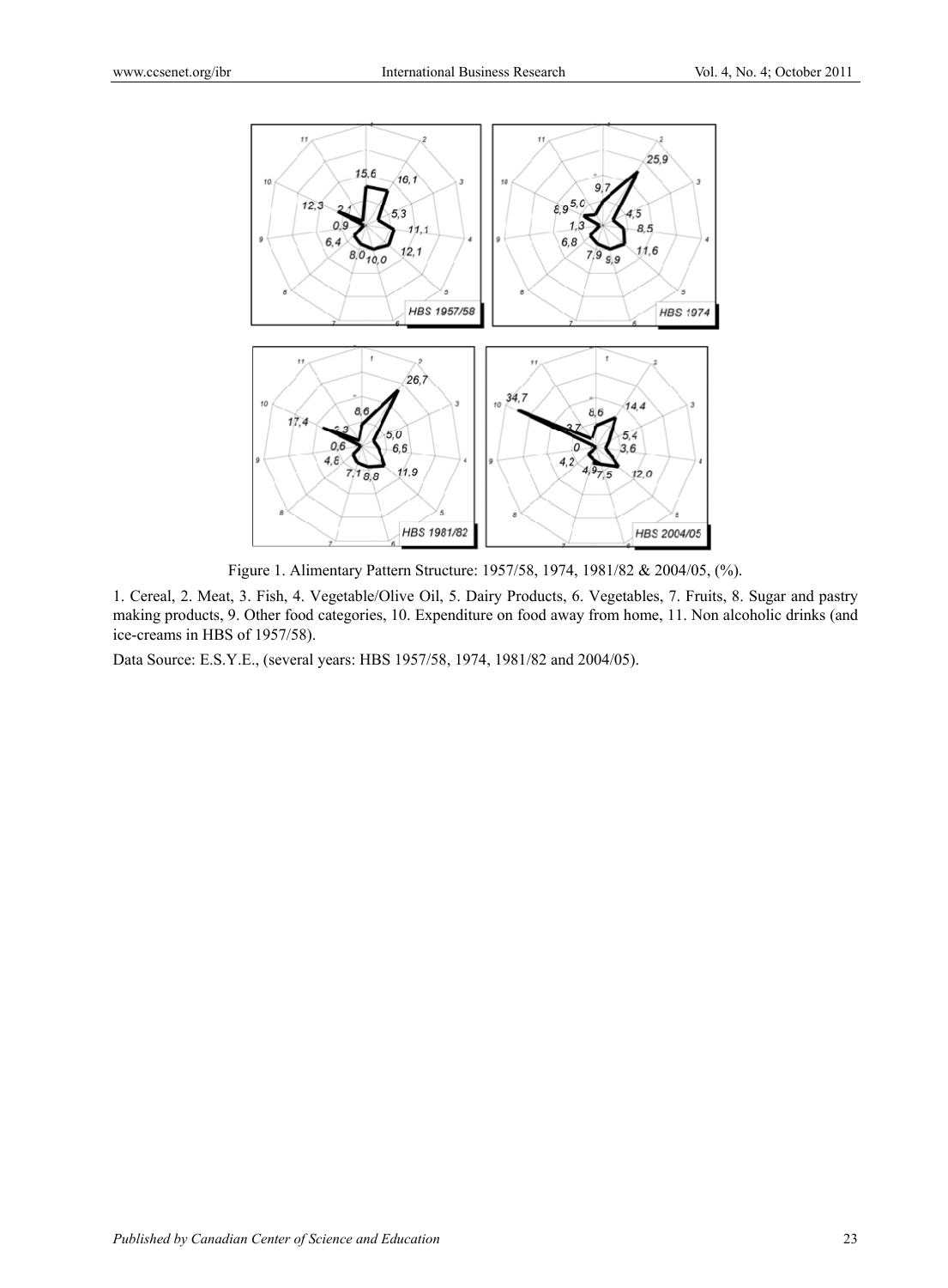HBS 1957/58

15,6
16,1
12,3
2,1
5,3
0,9
11,1
6,4
12,1
8,0
10,0

HBS 1974

25,9
9,7
8,9
5,0
4,5
1,3
8,5
6,8
11,6
7,9
9,9

HBS 1981/82

26,7
8,6
17,4
2,3
5,0
0,6
6,6
4,8
11,9
7,1
8,8

HBS 2004/05

34,7
8,6
14,4
3,7
5,4
0
3,6
4,2
4,9
7,5
12,0

Figure 1. Alimentary Pattern Structure: 1957/58, 1974, 1981/82 & 2004/05, (%).

1. Cereal, 2. Meat, 3. Fish, 4. Vegetable/Olive Oil, 5. Dairy Products, 6. Vegetables, 7. Fruits, 8. Sugar and pastry making products, 9. Other food categories, 10. Expenditure on food away from home, 11. Non alcoholic drinks (and ice-creams in HBS of 1957/58).

Data Source: E.S.Y.E., (several years: HBS 1957/58, 1974, 1981/82 and 2004/05).